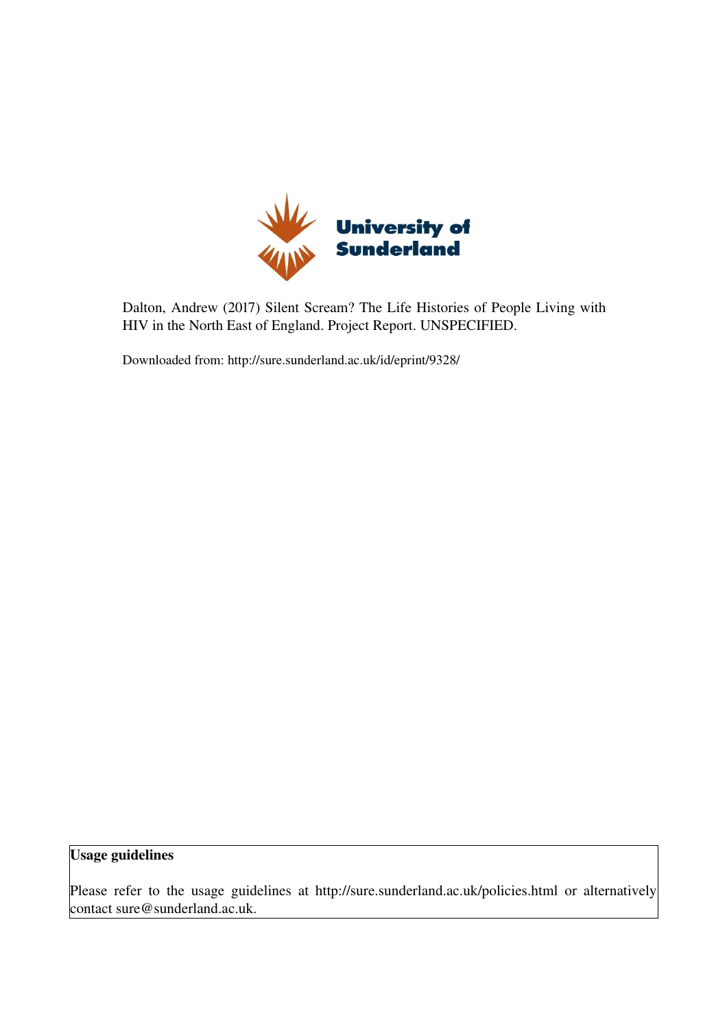University of Sunderland

Dalton, Andrew (2017) Silent Scream? The Life Histories of People Living with HIV in the North East of England. Project Report. UNSPECIFIED.

Downloaded from: http://sure.sunderland.ac.uk/id/eprint/9328/

**Usage guidelines**

Please refer to the usage guidelines at http://sure.sunderland.ac.uk/policies.html or alternatively contact sure@sunderland.ac.uk.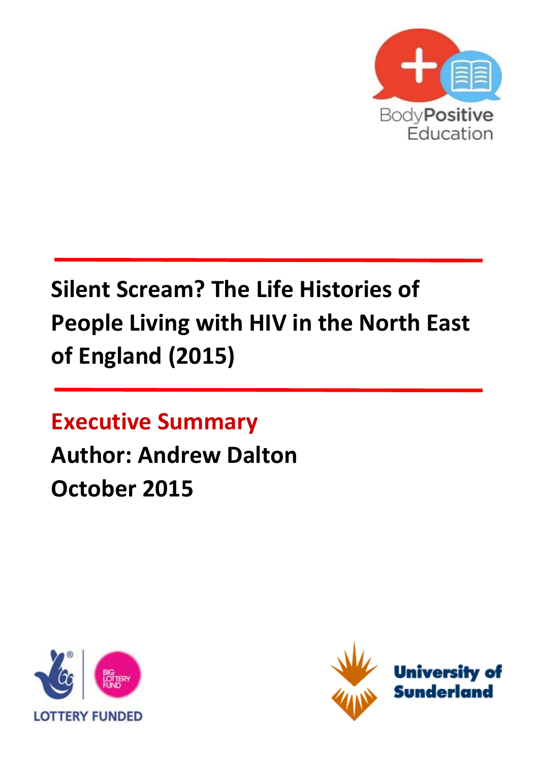# Silent Scream? The Life Histories of People Living with HIV in the North East of England (2015)

## Executive Summary

**Author: Andrew Dalton**

**October 2015**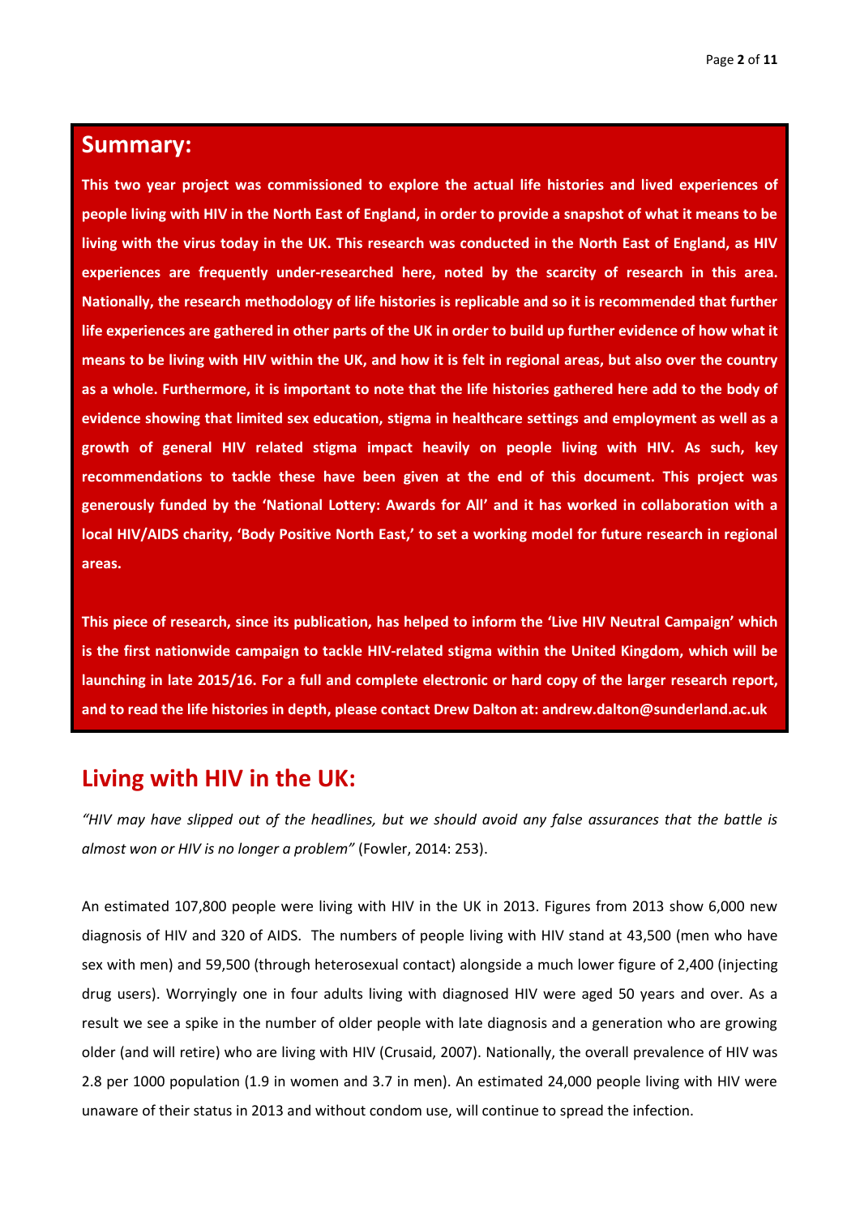## Summary:

**This two year project was commissioned to explore the actual life histories and lived experiences of people living with HIV in the North East of England, in order to provide a snapshot of what it means to be living with the virus today in the UK. This research was conducted in the North East of England, as HIV experiences are frequently under-researched here, noted by the scarcity of research in this area. Nationally, the research methodology of life histories is replicable and so it is recommended that further life experiences are gathered in other parts of the UK in order to build up further evidence of how what it means to be living with HIV within the UK, and how it is felt in regional areas, but also over the country as a whole. Furthermore, it is important to note that the life histories gathered here add to the body of evidence showing that limited sex education, stigma in healthcare settings and employment as well as a growth of general HIV related stigma impact heavily on people living with HIV. As such, key recommendations to tackle these have been given at the end of this document. This project was generously funded by the 'National Lottery: Awards for All' and it has worked in collaboration with a local HIV/AIDS charity, 'Body Positive North East,' to set a working model for future research in regional areas.**

**This piece of research, since its publication, has helped to inform the 'Live HIV Neutral Campaign' which is the first nationwide campaign to tackle HIV-related stigma within the United Kingdom, which will be launching in late 2015/16. For a full and complete electronic or hard copy of the larger research report, and to read the life histories in depth, please contact Drew Dalton at: andrew.dalton@sunderland.ac.uk**

## Living with HIV in the UK:

*"HIV may have slipped out of the headlines, but we should avoid any false assurances that the battle is almost won or HIV is no longer a problem"* (Fowler, 2014: 253).

An estimated 107,800 people were living with HIV in the UK in 2013. Figures from 2013 show 6,000 new diagnosis of HIV and 320 of AIDS. The numbers of people living with HIV stand at 43,500 (men who have sex with men) and 59,500 (through heterosexual contact) alongside a much lower figure of 2,400 (injecting drug users). Worryingly one in four adults living with diagnosed HIV were aged 50 years and over. As a result we see a spike in the number of older people with late diagnosis and a generation who are growing older (and will retire) who are living with HIV (Crusaid, 2007). Nationally, the overall prevalence of HIV was 2.8 per 1000 population (1.9 in women and 3.7 in men). An estimated 24,000 people living with HIV were unaware of their status in 2013 and without condom use, will continue to spread the infection.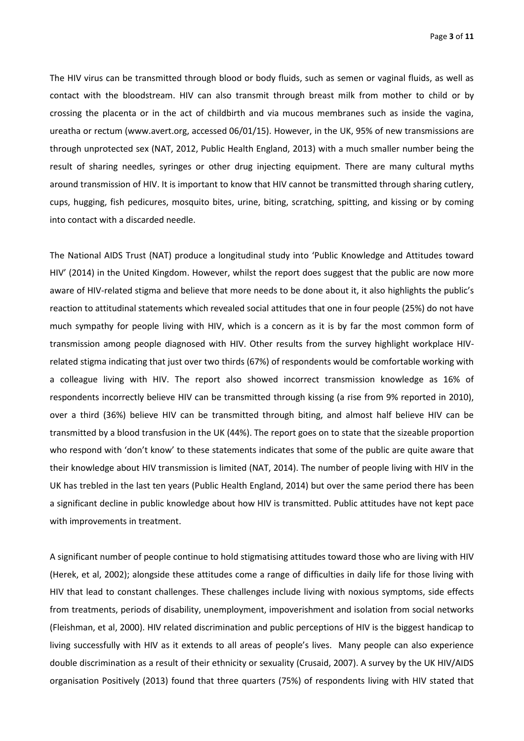The HIV virus can be transmitted through blood or body fluids, such as semen or vaginal fluids, as well as contact with the bloodstream. HIV can also transmit through breast milk from mother to child or by crossing the placenta or in the act of childbirth and via mucous membranes such as inside the vagina, ureatha or rectum (www.avert.org, accessed 06/01/15). However, in the UK, 95% of new transmissions are through unprotected sex (NAT, 2012, Public Health England, 2013) with a much smaller number being the result of sharing needles, syringes or other drug injecting equipment. There are many cultural myths around transmission of HIV. It is important to know that HIV cannot be transmitted through sharing cutlery, cups, hugging, fish pedicures, mosquito bites, urine, biting, scratching, spitting, and kissing or by coming into contact with a discarded needle.

The National AIDS Trust (NAT) produce a longitudinal study into 'Public Knowledge and Attitudes toward HIV' (2014) in the United Kingdom. However, whilst the report does suggest that the public are now more aware of HIV-related stigma and believe that more needs to be done about it, it also highlights the public's reaction to attitudinal statements which revealed social attitudes that one in four people (25%) do not have much sympathy for people living with HIV, which is a concern as it is by far the most common form of transmission among people diagnosed with HIV. Other results from the survey highlight workplace HIV-related stigma indicating that just over two thirds (67%) of respondents would be comfortable working with a colleague living with HIV. The report also showed incorrect transmission knowledge as 16% of respondents incorrectly believe HIV can be transmitted through kissing (a rise from 9% reported in 2010), over a third (36%) believe HIV can be transmitted through biting, and almost half believe HIV can be transmitted by a blood transfusion in the UK (44%). The report goes on to state that the sizeable proportion who respond with 'don't know' to these statements indicates that some of the public are quite aware that their knowledge about HIV transmission is limited (NAT, 2014). The number of people living with HIV in the UK has trebled in the last ten years (Public Health England, 2014) but over the same period there has been a significant decline in public knowledge about how HIV is transmitted. Public attitudes have not kept pace with improvements in treatment.

A significant number of people continue to hold stigmatising attitudes toward those who are living with HIV (Herek, et al, 2002); alongside these attitudes come a range of difficulties in daily life for those living with HIV that lead to constant challenges. These challenges include living with noxious symptoms, side effects from treatments, periods of disability, unemployment, impoverishment and isolation from social networks (Fleishman, et al, 2000). HIV related discrimination and public perceptions of HIV is the biggest handicap to living successfully with HIV as it extends to all areas of people's lives. Many people can also experience double discrimination as a result of their ethnicity or sexuality (Crusaid, 2007). A survey by the UK HIV/AIDS organisation Positively (2013) found that three quarters (75%) of respondents living with HIV stated that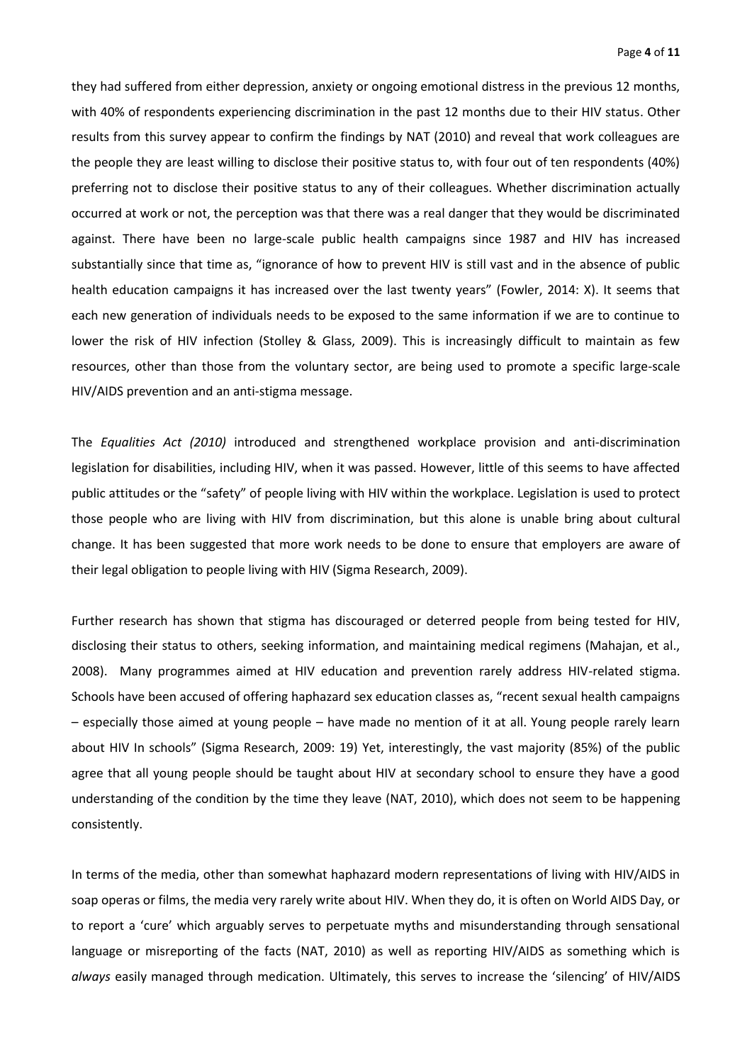they had suffered from either depression, anxiety or ongoing emotional distress in the previous 12 months, with 40% of respondents experiencing discrimination in the past 12 months due to their HIV status. Other results from this survey appear to confirm the findings by NAT (2010) and reveal that work colleagues are the people they are least willing to disclose their positive status to, with four out of ten respondents (40%) preferring not to disclose their positive status to any of their colleagues. Whether discrimination actually occurred at work or not, the perception was that there was a real danger that they would be discriminated against. There have been no large-scale public health campaigns since 1987 and HIV has increased substantially since that time as, "ignorance of how to prevent HIV is still vast and in the absence of public health education campaigns it has increased over the last twenty years" (Fowler, 2014: X). It seems that each new generation of individuals needs to be exposed to the same information if we are to continue to lower the risk of HIV infection (Stolley & Glass, 2009). This is increasingly difficult to maintain as few resources, other than those from the voluntary sector, are being used to promote a specific large-scale HIV/AIDS prevention and an anti-stigma message.

The *Equalities Act (2010)* introduced and strengthened workplace provision and anti-discrimination legislation for disabilities, including HIV, when it was passed. However, little of this seems to have affected public attitudes or the "safety" of people living with HIV within the workplace. Legislation is used to protect those people who are living with HIV from discrimination, but this alone is unable bring about cultural change. It has been suggested that more work needs to be done to ensure that employers are aware of their legal obligation to people living with HIV (Sigma Research, 2009).

Further research has shown that stigma has discouraged or deterred people from being tested for HIV, disclosing their status to others, seeking information, and maintaining medical regimens (Mahajan, et al., 2008). Many programmes aimed at HIV education and prevention rarely address HIV-related stigma. Schools have been accused of offering haphazard sex education classes as, "recent sexual health campaigns – especially those aimed at young people – have made no mention of it at all. Young people rarely learn about HIV In schools" (Sigma Research, 2009: 19) Yet, interestingly, the vast majority (85%) of the public agree that all young people should be taught about HIV at secondary school to ensure they have a good understanding of the condition by the time they leave (NAT, 2010), which does not seem to be happening consistently.

In terms of the media, other than somewhat haphazard modern representations of living with HIV/AIDS in soap operas or films, the media very rarely write about HIV. When they do, it is often on World AIDS Day, or to report a 'cure' which arguably serves to perpetuate myths and misunderstanding through sensational language or misreporting of the facts (NAT, 2010) as well as reporting HIV/AIDS as something which is *always* easily managed through medication. Ultimately, this serves to increase the 'silencing' of HIV/AIDS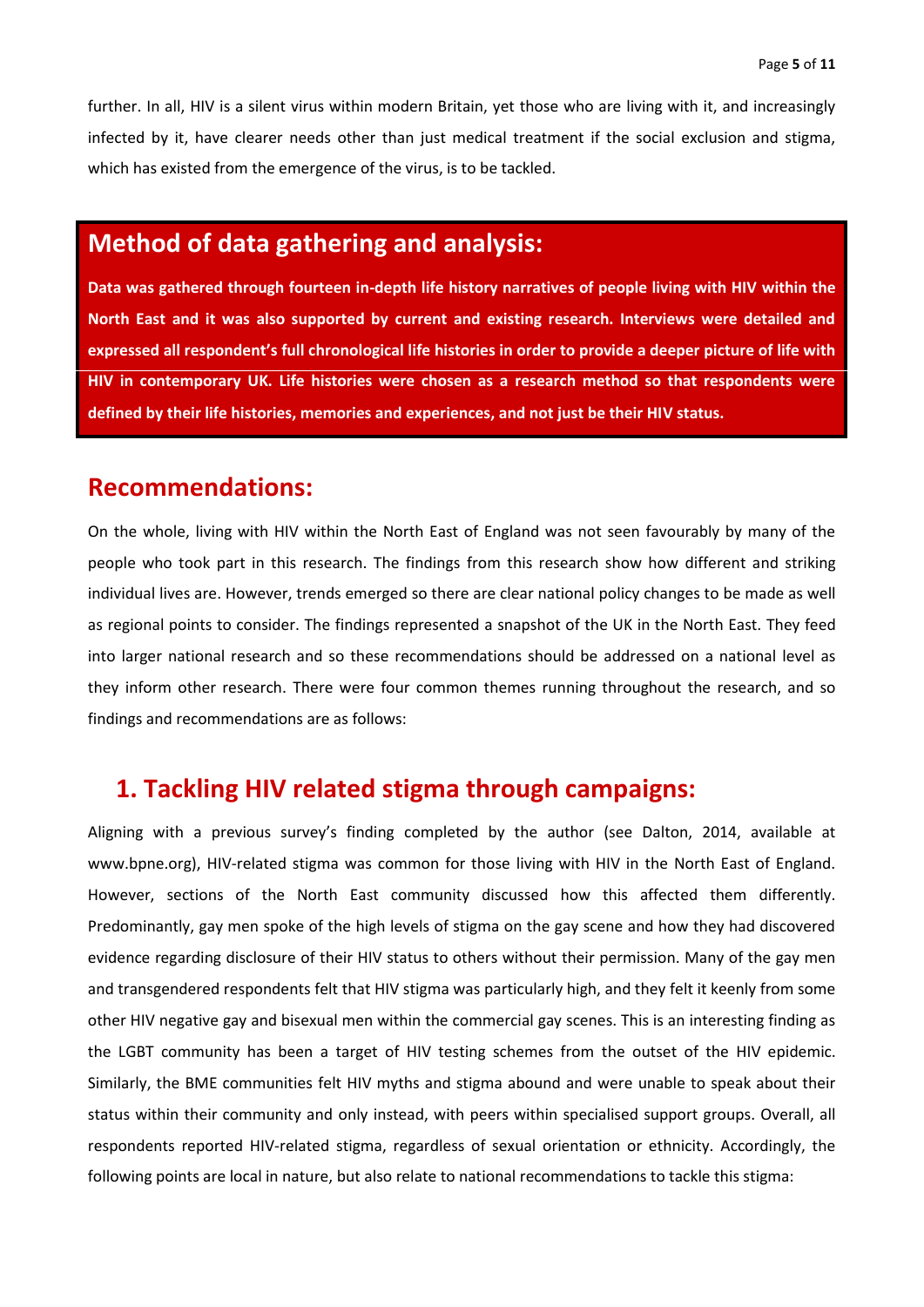further. In all, HIV is a silent virus within modern Britain, yet those who are living with it, and increasingly infected by it, have clearer needs other than just medical treatment if the social exclusion and stigma, which has existed from the emergence of the virus, is to be tackled.

## Method of data gathering and analysis:

**Data was gathered through fourteen in-depth life history narratives of people living with HIV within the North East and it was also supported by current and existing research. Interviews were detailed and expressed all respondent's full chronological life histories in order to provide a deeper picture of life with HIV in contemporary UK. Life histories were chosen as a research method so that respondents were defined by their life histories, memories and experiences, and not just be their HIV status.**

## Recommendations:

On the whole, living with HIV within the North East of England was not seen favourably by many of the people who took part in this research. The findings from this research show how different and striking individual lives are. However, trends emerged so there are clear national policy changes to be made as well as regional points to consider. The findings represented a snapshot of the UK in the North East. They feed into larger national research and so these recommendations should be addressed on a national level as they inform other research. There were four common themes running throughout the research, and so findings and recommendations are as follows:

### 1. Tackling HIV related stigma through campaigns:

Aligning with a previous survey's finding completed by the author (see Dalton, 2014, available at www.bpne.org), HIV-related stigma was common for those living with HIV in the North East of England. However, sections of the North East community discussed how this affected them differently. Predominantly, gay men spoke of the high levels of stigma on the gay scene and how they had discovered evidence regarding disclosure of their HIV status to others without their permission. Many of the gay men and transgendered respondents felt that HIV stigma was particularly high, and they felt it keenly from some other HIV negative gay and bisexual men within the commercial gay scenes. This is an interesting finding as the LGBT community has been a target of HIV testing schemes from the outset of the HIV epidemic. Similarly, the BME communities felt HIV myths and stigma abound and were unable to speak about their status within their community and only instead, with peers within specialised support groups. Overall, all respondents reported HIV-related stigma, regardless of sexual orientation or ethnicity. Accordingly, the following points are local in nature, but also relate to national recommendations to tackle this stigma: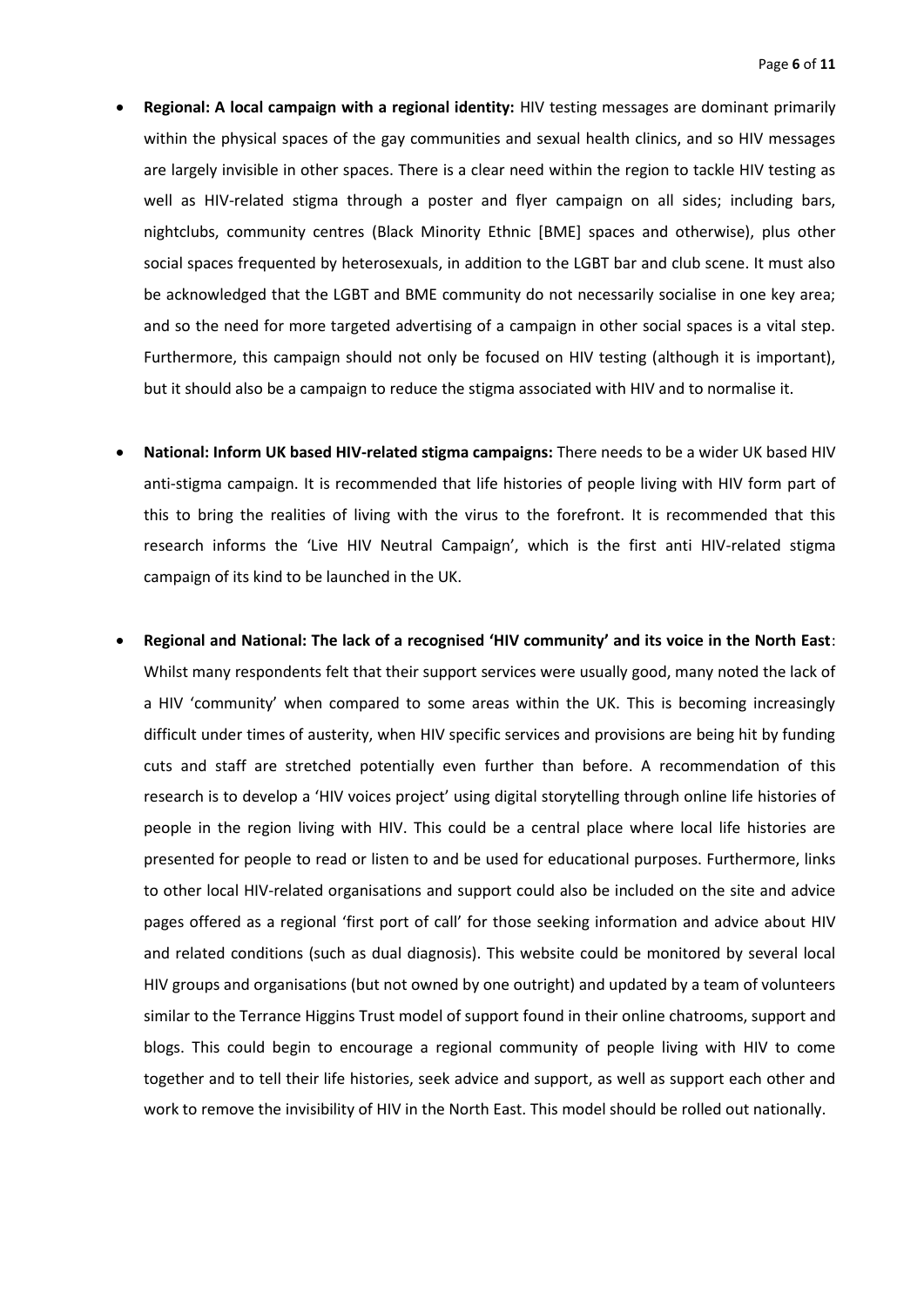- **Regional: A local campaign with a regional identity:** HIV testing messages are dominant primarily within the physical spaces of the gay communities and sexual health clinics, and so HIV messages are largely invisible in other spaces. There is a clear need within the region to tackle HIV testing as well as HIV-related stigma through a poster and flyer campaign on all sides; including bars, nightclubs, community centres (Black Minority Ethnic [BME] spaces and otherwise), plus other social spaces frequented by heterosexuals, in addition to the LGBT bar and club scene. It must also be acknowledged that the LGBT and BME community do not necessarily socialise in one key area; and so the need for more targeted advertising of a campaign in other social spaces is a vital step. Furthermore, this campaign should not only be focused on HIV testing (although it is important), but it should also be a campaign to reduce the stigma associated with HIV and to normalise it.

- **National: Inform UK based HIV-related stigma campaigns:** There needs to be a wider UK based HIV anti-stigma campaign. It is recommended that life histories of people living with HIV form part of this to bring the realities of living with the virus to the forefront. It is recommended that this research informs the 'Live HIV Neutral Campaign', which is the first anti HIV-related stigma campaign of its kind to be launched in the UK.

- **Regional and National: The lack of a recognised 'HIV community' and its voice in the North East**: Whilst many respondents felt that their support services were usually good, many noted the lack of a HIV 'community' when compared to some areas within the UK. This is becoming increasingly difficult under times of austerity, when HIV specific services and provisions are being hit by funding cuts and staff are stretched potentially even further than before. A recommendation of this research is to develop a 'HIV voices project' using digital storytelling through online life histories of people in the region living with HIV. This could be a central place where local life histories are presented for people to read or listen to and be used for educational purposes. Furthermore, links to other local HIV-related organisations and support could also be included on the site and advice pages offered as a regional 'first port of call' for those seeking information and advice about HIV and related conditions (such as dual diagnosis). This website could be monitored by several local HIV groups and organisations (but not owned by one outright) and updated by a team of volunteers similar to the Terrance Higgins Trust model of support found in their online chatrooms, support and blogs. This could begin to encourage a regional community of people living with HIV to come together and to tell their life histories, seek advice and support, as well as support each other and work to remove the invisibility of HIV in the North East. This model should be rolled out nationally.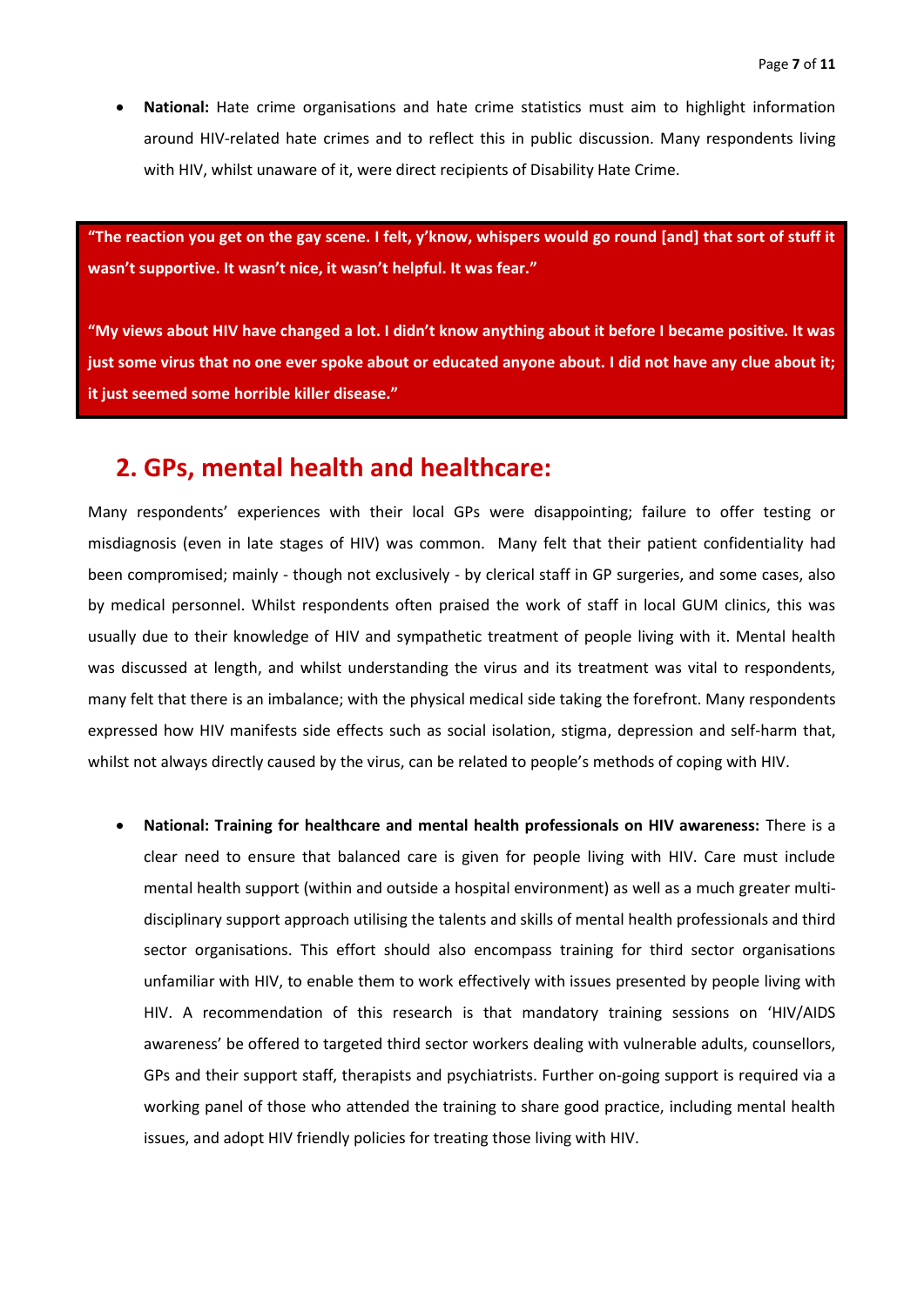- **National:** Hate crime organisations and hate crime statistics must aim to highlight information around HIV-related hate crimes and to reflect this in public discussion. Many respondents living with HIV, whilst unaware of it, were direct recipients of Disability Hate Crime.

> **"The reaction you get on the gay scene. I felt, y'know, whispers would go round [and] that sort of stuff it wasn't supportive. It wasn't nice, it wasn't helpful. It was fear."**
>
> **"My views about HIV have changed a lot. I didn't know anything about it before I became positive. It was just some virus that no one ever spoke about or educated anyone about. I did not have any clue about it; it just seemed some horrible killer disease."**

## 2. GPs, mental health and healthcare:

Many respondents' experiences with their local GPs were disappointing; failure to offer testing or misdiagnosis (even in late stages of HIV) was common. Many felt that their patient confidentiality had been compromised; mainly - though not exclusively - by clerical staff in GP surgeries, and some cases, also by medical personnel. Whilst respondents often praised the work of staff in local GUM clinics, this was usually due to their knowledge of HIV and sympathetic treatment of people living with it. Mental health was discussed at length, and whilst understanding the virus and its treatment was vital to respondents, many felt that there is an imbalance; with the physical medical side taking the forefront. Many respondents expressed how HIV manifests side effects such as social isolation, stigma, depression and self-harm that, whilst not always directly caused by the virus, can be related to people's methods of coping with HIV.

- **National: Training for healthcare and mental health professionals on HIV awareness:** There is a clear need to ensure that balanced care is given for people living with HIV. Care must include mental health support (within and outside a hospital environment) as well as a much greater multi-disciplinary support approach utilising the talents and skills of mental health professionals and third sector organisations. This effort should also encompass training for third sector organisations unfamiliar with HIV, to enable them to work effectively with issues presented by people living with HIV. A recommendation of this research is that mandatory training sessions on 'HIV/AIDS awareness' be offered to targeted third sector workers dealing with vulnerable adults, counsellors, GPs and their support staff, therapists and psychiatrists. Further on-going support is required via a working panel of those who attended the training to share good practice, including mental health issues, and adopt HIV friendly policies for treating those living with HIV.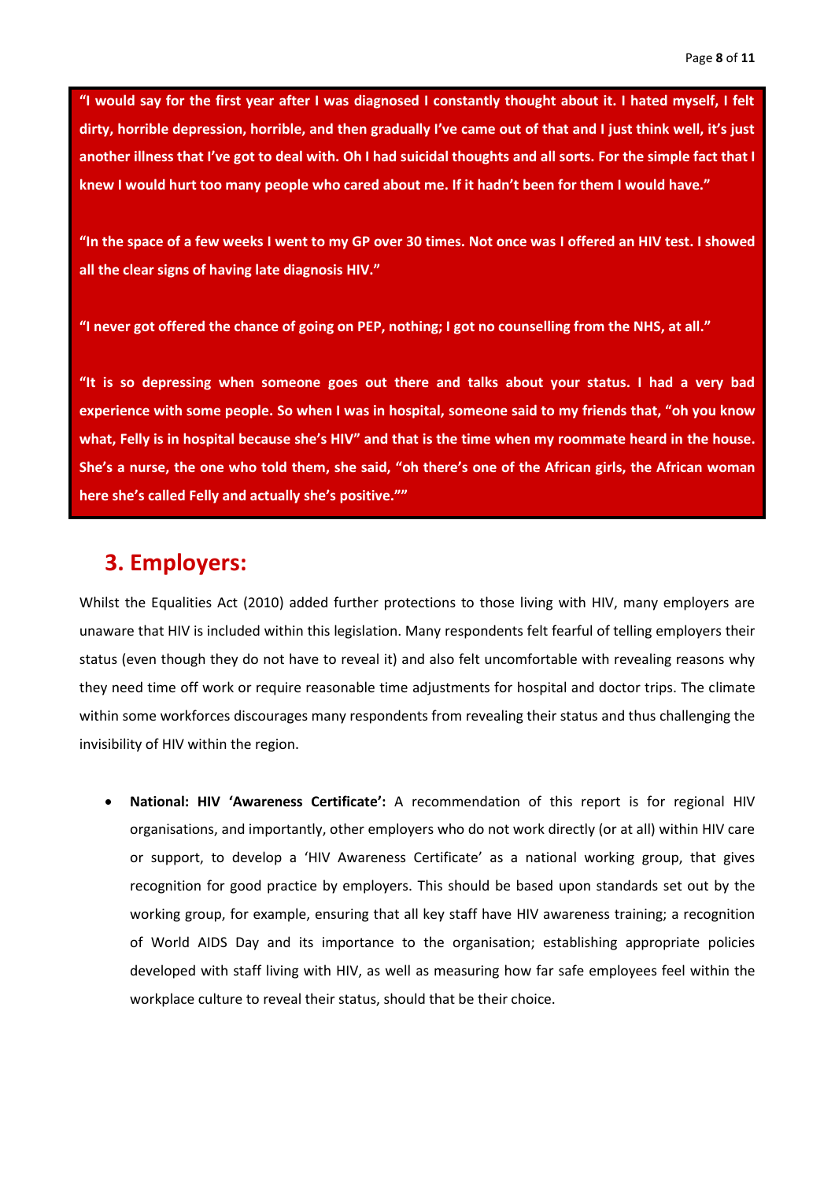**"I would say for the first year after I was diagnosed I constantly thought about it. I hated myself, I felt dirty, horrible depression, horrible, and then gradually I've came out of that and I just think well, it's just another illness that I've got to deal with. Oh I had suicidal thoughts and all sorts. For the simple fact that I knew I would hurt too many people who cared about me. If it hadn't been for them I would have."**

**"In the space of a few weeks I went to my GP over 30 times. Not once was I offered an HIV test. I showed all the clear signs of having late diagnosis HIV."**

**"I never got offered the chance of going on PEP, nothing; I got no counselling from the NHS, at all."**

**"It is so depressing when someone goes out there and talks about your status. I had a very bad experience with some people. So when I was in hospital, someone said to my friends that, "oh you know what, Felly is in hospital because she's HIV" and that is the time when my roommate heard in the house. She's a nurse, the one who told them, she said, "oh there's one of the African girls, the African woman here she's called Felly and actually she's positive.""**

## 3. Employers:

Whilst the Equalities Act (2010) added further protections to those living with HIV, many employers are unaware that HIV is included within this legislation. Many respondents felt fearful of telling employers their status (even though they do not have to reveal it) and also felt uncomfortable with revealing reasons why they need time off work or require reasonable time adjustments for hospital and doctor trips. The climate within some workforces discourages many respondents from revealing their status and thus challenging the invisibility of HIV within the region.

- **National: HIV 'Awareness Certificate':** A recommendation of this report is for regional HIV organisations, and importantly, other employers who do not work directly (or at all) within HIV care or support, to develop a 'HIV Awareness Certificate' as a national working group, that gives recognition for good practice by employers. This should be based upon standards set out by the working group, for example, ensuring that all key staff have HIV awareness training; a recognition of World AIDS Day and its importance to the organisation; establishing appropriate policies developed with staff living with HIV, as well as measuring how far safe employees feel within the workplace culture to reveal their status, should that be their choice.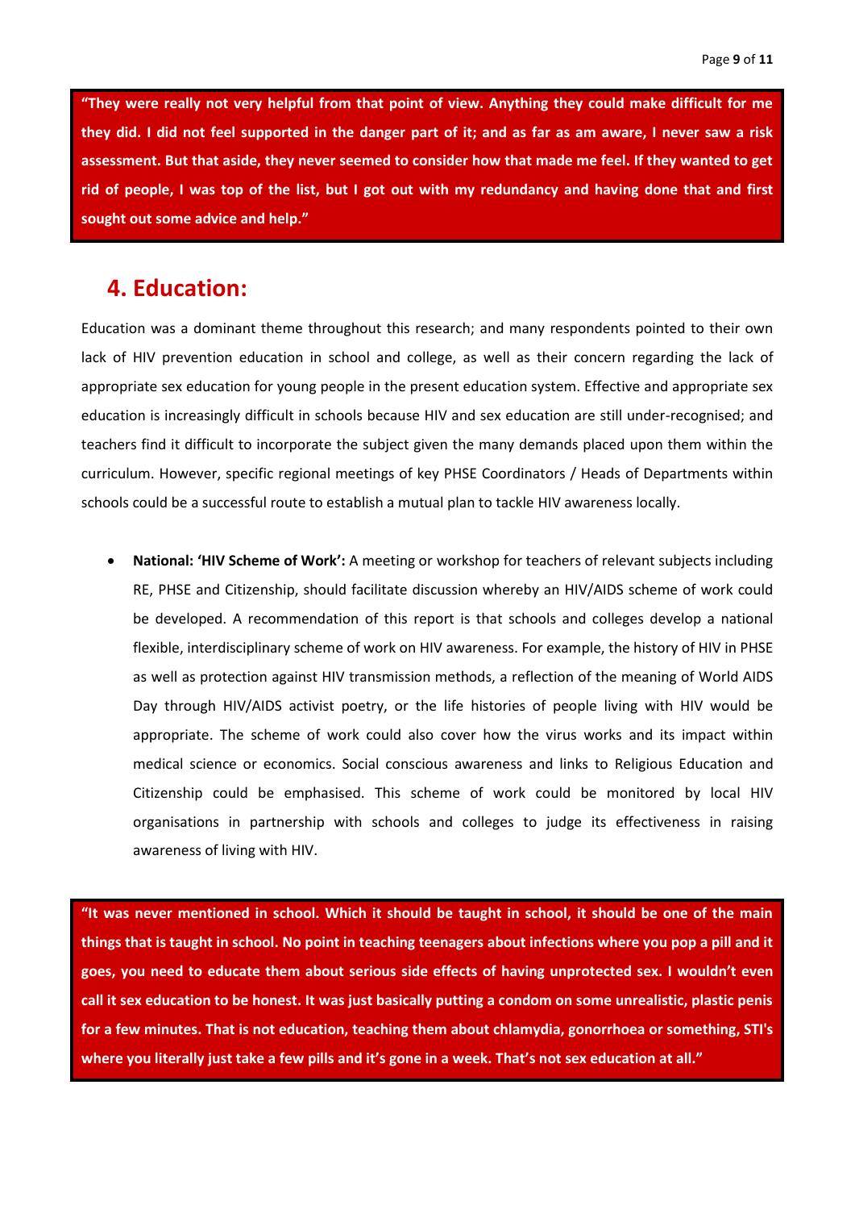**"They were really not very helpful from that point of view. Anything they could make difficult for me they did. I did not feel supported in the danger part of it; and as far as am aware, I never saw a risk assessment. But that aside, they never seemed to consider how that made me feel. If they wanted to get rid of people, I was top of the list, but I got out with my redundancy and having done that and first sought out some advice and help."**

## 4. Education:

Education was a dominant theme throughout this research; and many respondents pointed to their own lack of HIV prevention education in school and college, as well as their concern regarding the lack of appropriate sex education for young people in the present education system. Effective and appropriate sex education is increasingly difficult in schools because HIV and sex education are still under-recognised; and teachers find it difficult to incorporate the subject given the many demands placed upon them within the curriculum. However, specific regional meetings of key PHSE Coordinators / Heads of Departments within schools could be a successful route to establish a mutual plan to tackle HIV awareness locally.

- **National: 'HIV Scheme of Work':** A meeting or workshop for teachers of relevant subjects including RE, PHSE and Citizenship, should facilitate discussion whereby an HIV/AIDS scheme of work could be developed. A recommendation of this report is that schools and colleges develop a national flexible, interdisciplinary scheme of work on HIV awareness. For example, the history of HIV in PHSE as well as protection against HIV transmission methods, a reflection of the meaning of World AIDS Day through HIV/AIDS activist poetry, or the life histories of people living with HIV would be appropriate. The scheme of work could also cover how the virus works and its impact within medical science or economics. Social conscious awareness and links to Religious Education and Citizenship could be emphasised. This scheme of work could be monitored by local HIV organisations in partnership with schools and colleges to judge its effectiveness in raising awareness of living with HIV.

**"It was never mentioned in school. Which it should be taught in school, it should be one of the main things that is taught in school. No point in teaching teenagers about infections where you pop a pill and it goes, you need to educate them about serious side effects of having unprotected sex. I wouldn't even call it sex education to be honest. It was just basically putting a condom on some unrealistic, plastic penis for a few minutes. That is not education, teaching them about chlamydia, gonorrhoea or something, STI's where you literally just take a few pills and it's gone in a week. That's not sex education at all."**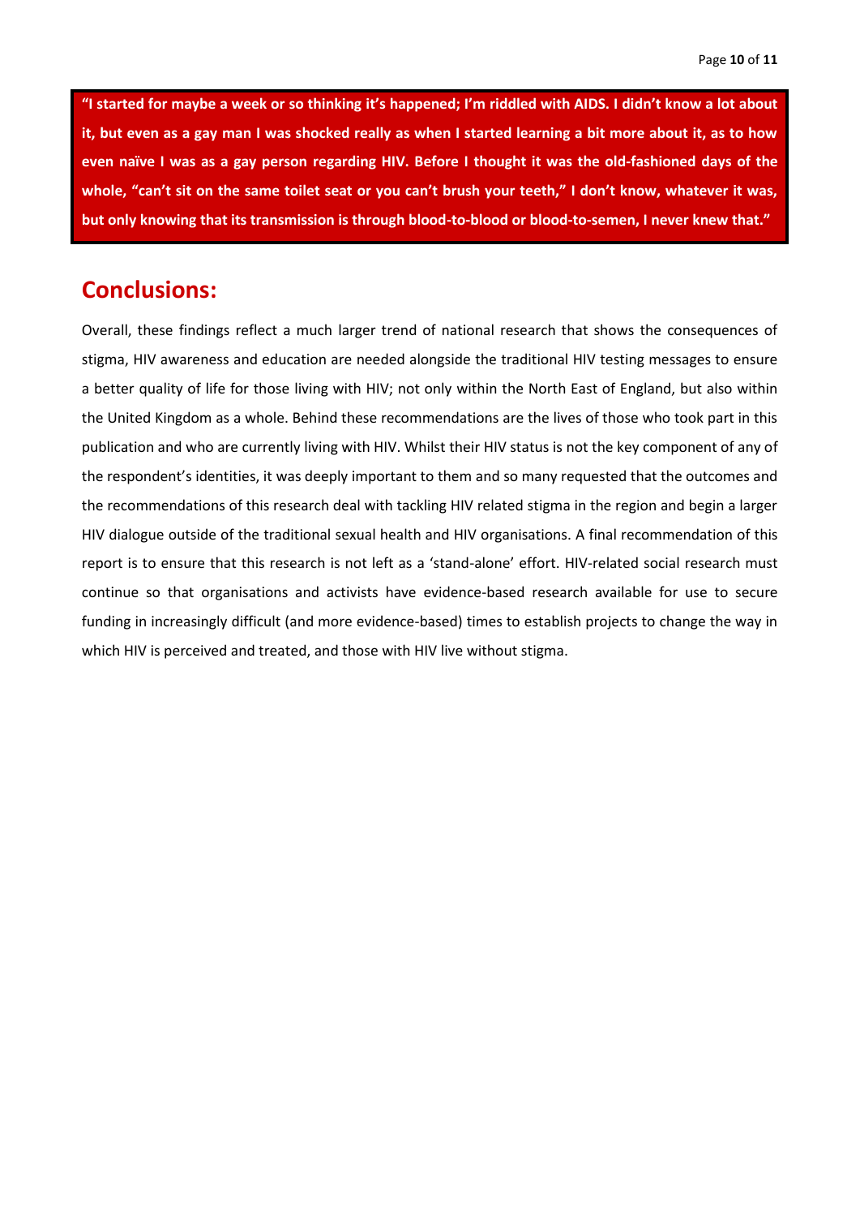**"I started for maybe a week or so thinking it's happened; I'm riddled with AIDS. I didn't know a lot about it, but even as a gay man I was shocked really as when I started learning a bit more about it, as to how even naïve I was as a gay person regarding HIV. Before I thought it was the old-fashioned days of the whole, "can't sit on the same toilet seat or you can't brush your teeth," I don't know, whatever it was, but only knowing that its transmission is through blood-to-blood or blood-to-semen, I never knew that."**

## Conclusions:

Overall, these findings reflect a much larger trend of national research that shows the consequences of stigma, HIV awareness and education are needed alongside the traditional HIV testing messages to ensure a better quality of life for those living with HIV; not only within the North East of England, but also within the United Kingdom as a whole. Behind these recommendations are the lives of those who took part in this publication and who are currently living with HIV. Whilst their HIV status is not the key component of any of the respondent's identities, it was deeply important to them and so many requested that the outcomes and the recommendations of this research deal with tackling HIV related stigma in the region and begin a larger HIV dialogue outside of the traditional sexual health and HIV organisations. A final recommendation of this report is to ensure that this research is not left as a 'stand-alone' effort. HIV-related social research must continue so that organisations and activists have evidence-based research available for use to secure funding in increasingly difficult (and more evidence-based) times to establish projects to change the way in which HIV is perceived and treated, and those with HIV live without stigma.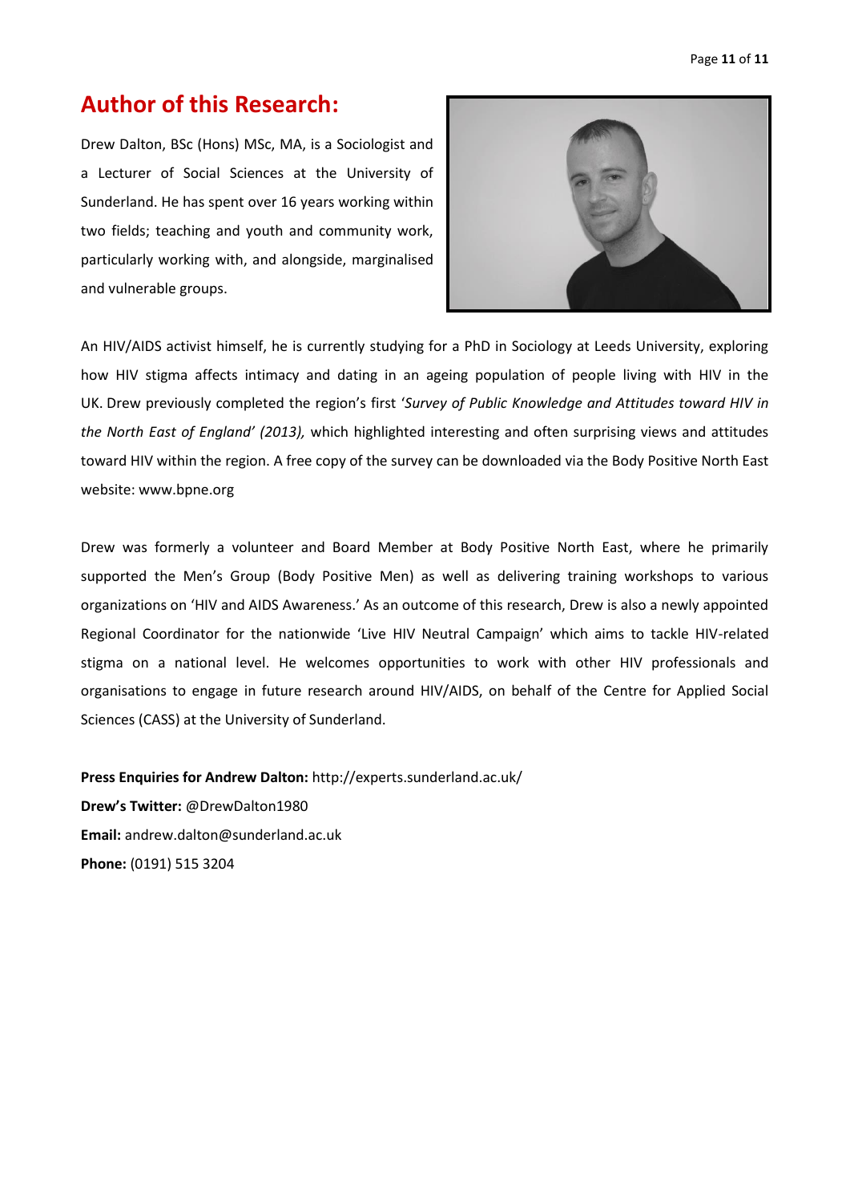## Author of this Research:

Drew Dalton, BSc (Hons) MSc, MA, is a Sociologist and a Lecturer of Social Sciences at the University of Sunderland. He has spent over 16 years working within two fields; teaching and youth and community work, particularly working with, and alongside, marginalised and vulnerable groups.

An HIV/AIDS activist himself, he is currently studying for a PhD in Sociology at Leeds University, exploring how HIV stigma affects intimacy and dating in an ageing population of people living with HIV in the UK. Drew previously completed the region's first '*Survey of Public Knowledge and Attitudes toward HIV in the North East of England' (2013),* which highlighted interesting and often surprising views and attitudes toward HIV within the region. A free copy of the survey can be downloaded via the Body Positive North East website: www.bpne.org

Drew was formerly a volunteer and Board Member at Body Positive North East, where he primarily supported the Men's Group (Body Positive Men) as well as delivering training workshops to various organizations on 'HIV and AIDS Awareness.' As an outcome of this research, Drew is also a newly appointed Regional Coordinator for the nationwide 'Live HIV Neutral Campaign' which aims to tackle HIV-related stigma on a national level. He welcomes opportunities to work with other HIV professionals and organisations to engage in future research around HIV/AIDS, on behalf of the Centre for Applied Social Sciences (CASS) at the University of Sunderland.

**Press Enquiries for Andrew Dalton:** http://experts.sunderland.ac.uk/
**Drew's Twitter:** @DrewDalton1980
**Email:** andrew.dalton@sunderland.ac.uk
**Phone:** (0191) 515 3204